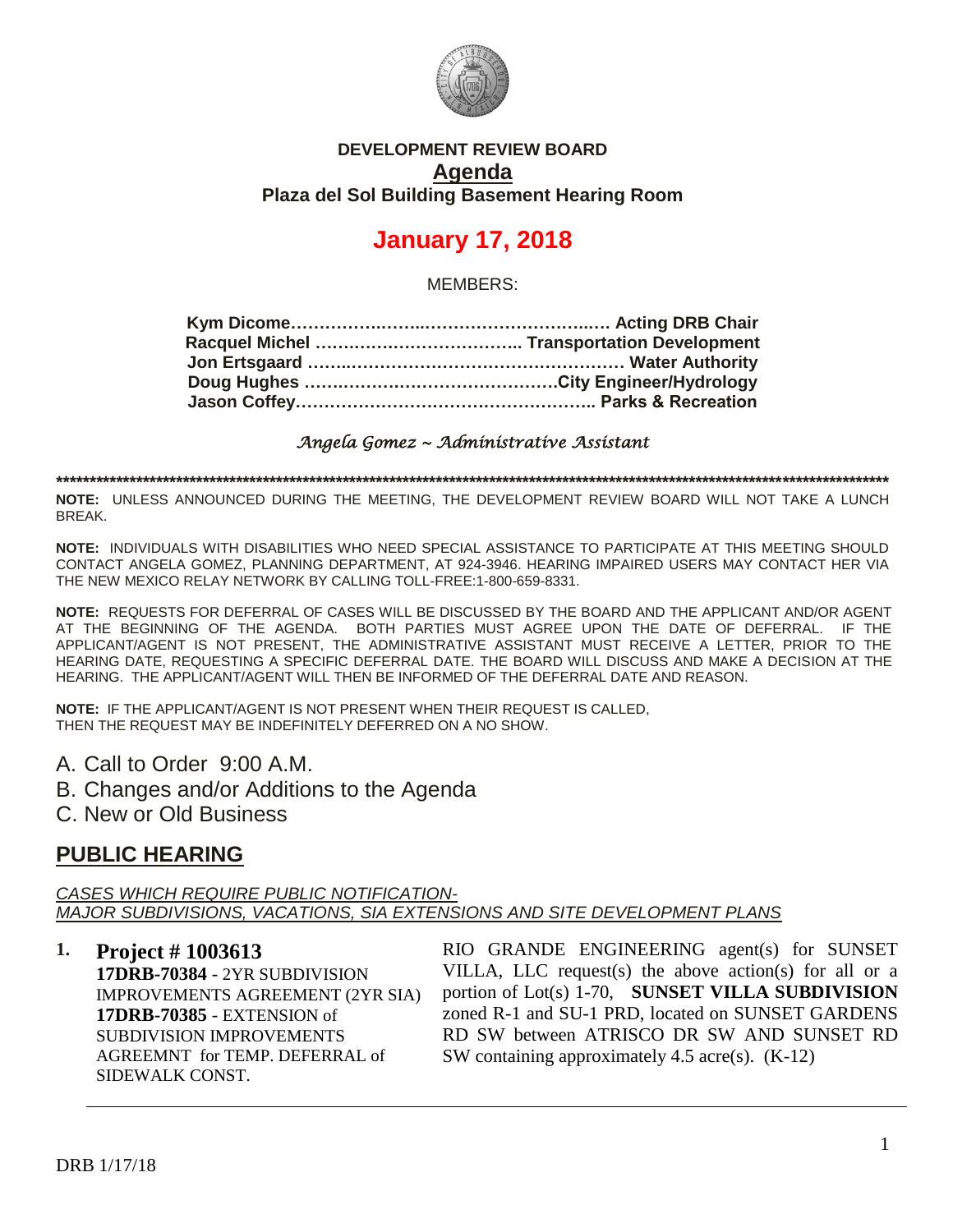**DEVELOPMENT REVIEW BOARD**

**Agenda**

**Plaza del Sol Building Basement Hearing Room**

# January 17, 2018

MEMBERS:

**Kym Dicome………………………………………………… Acting DRB Chair**
**Racquel Michel ……………………………….. Transportation Development**
**Jon Ertsgaard …………………………………………… Water Authority**
**Doug Hughes ……………………………………City Engineer/Hydrology**
**Jason Coffey…………………………………………….. Parks & Recreation**

*Angela Gomez ~ Administrative Assistant*

************************************************************************************************************************************

**NOTE:** UNLESS ANNOUNCED DURING THE MEETING, THE DEVELOPMENT REVIEW BOARD WILL NOT TAKE A LUNCH BREAK.

**NOTE:** INDIVIDUALS WITH DISABILITIES WHO NEED SPECIAL ASSISTANCE TO PARTICIPATE AT THIS MEETING SHOULD CONTACT ANGELA GOMEZ, PLANNING DEPARTMENT, AT 924-3946. HEARING IMPAIRED USERS MAY CONTACT HER VIA THE NEW MEXICO RELAY NETWORK BY CALLING TOLL-FREE:1-800-659-8331.

**NOTE:** REQUESTS FOR DEFERRAL OF CASES WILL BE DISCUSSED BY THE BOARD AND THE APPLICANT AND/OR AGENT AT THE BEGINNING OF THE AGENDA. BOTH PARTIES MUST AGREE UPON THE DATE OF DEFERRAL. IF THE APPLICANT/AGENT IS NOT PRESENT, THE ADMINISTRATIVE ASSISTANT MUST RECEIVE A LETTER, PRIOR TO THE HEARING DATE, REQUESTING A SPECIFIC DEFERRAL DATE. THE BOARD WILL DISCUSS AND MAKE A DECISION AT THE HEARING. THE APPLICANT/AGENT WILL THEN BE INFORMED OF THE DEFERRAL DATE AND REASON.

**NOTE:** IF THE APPLICANT/AGENT IS NOT PRESENT WHEN THEIR REQUEST IS CALLED, THEN THE REQUEST MAY BE INDEFINITELY DEFERRED ON A NO SHOW.

A. Call to Order 9:00 A.M.
B. Changes and/or Additions to the Agenda
C. New or Old Business

## PUBLIC HEARING

*CASES WHICH REQUIRE PUBLIC NOTIFICATION-*
*MAJOR SUBDIVISIONS, VACATIONS, SIA EXTENSIONS AND SITE DEVELOPMENT PLANS*

**1. Project # 1003613**
**17DRB-70384** - 2YR SUBDIVISION IMPROVEMENTS AGREEMENT (2YR SIA)
**17DRB-70385** - EXTENSION of SUBDIVISION IMPROVEMENTS AGREEMNT for TEMP. DEFERRAL of SIDEWALK CONST.

RIO GRANDE ENGINEERING agent(s) for SUNSET VILLA, LLC request(s) the above action(s) for all or a portion of Lot(s) 1-70, **SUNSET VILLA SUBDIVISION** zoned R-1 and SU-1 PRD, located on SUNSET GARDENS RD SW between ATRISCO DR SW AND SUNSET RD SW containing approximately 4.5 acre(s). (K-12)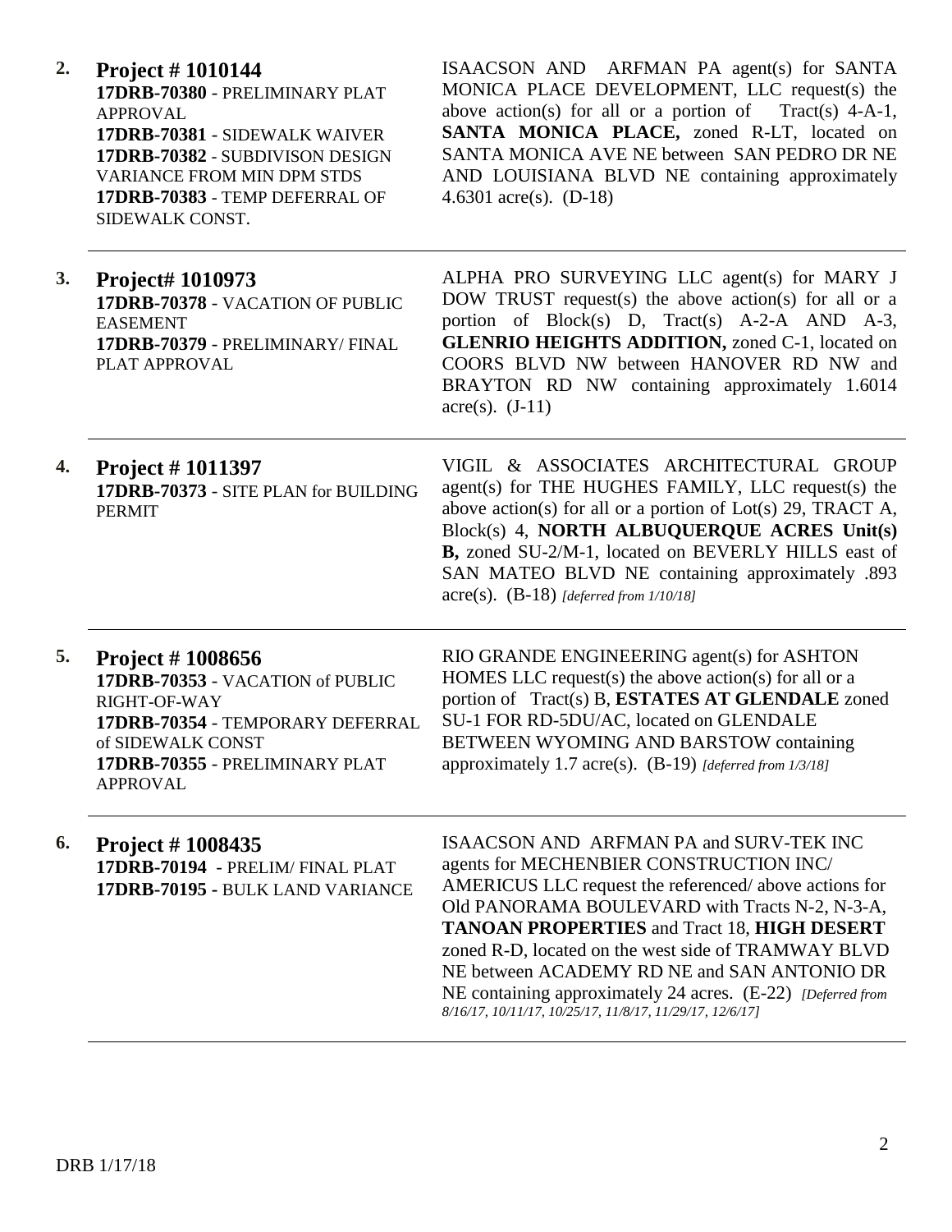| | | |
|---|---|---|
| **2.** | **Project # 1010144**<br>**17DRB-70380** - PRELIMINARY PLAT APPROVAL<br>**17DRB-70381** - SIDEWALK WAIVER<br>**17DRB-70382** - SUBDIVISON DESIGN VARIANCE FROM MIN DPM STDS<br>**17DRB-70383** - TEMP DEFERRAL OF SIDEWALK CONST. | ISAACSON AND ARFMAN PA agent(s) for SANTA MONICA PLACE DEVELOPMENT, LLC request(s) the above action(s) for all or a portion of Tract(s) 4-A-1, **SANTA MONICA PLACE,** zoned R-LT, located on SANTA MONICA AVE NE between SAN PEDRO DR NE AND LOUISIANA BLVD NE containing approximately 4.6301 acre(s). (D-18) |
| **3.** | **Project# 1010973**<br>**17DRB-70378** - VACATION OF PUBLIC EASEMENT<br>**17DRB-70379** - PRELIMINARY/ FINAL PLAT APPROVAL | ALPHA PRO SURVEYING LLC agent(s) for MARY J DOW TRUST request(s) the above action(s) for all or a portion of Block(s) D, Tract(s) A-2-A AND A-3, **GLENRIO HEIGHTS ADDITION,** zoned C-1, located on COORS BLVD NW between HANOVER RD NW and BRAYTON RD NW containing approximately 1.6014 acre(s). (J-11) |
| **4.** | **Project # 1011397**<br>**17DRB-70373** - SITE PLAN for BUILDING PERMIT | VIGIL & ASSOCIATES ARCHITECTURAL GROUP agent(s) for THE HUGHES FAMILY, LLC request(s) the above action(s) for all or a portion of Lot(s) 29, TRACT A, Block(s) 4, **NORTH ALBUQUERQUE ACRES Unit(s) B,** zoned SU-2/M-1, located on BEVERLY HILLS east of SAN MATEO BLVD NE containing approximately .893 acre(s). (B-18) *[deferred from 1/10/18]* |
| **5.** | **Project # 1008656**<br>**17DRB-70353** - VACATION of PUBLIC RIGHT-OF-WAY<br>**17DRB-70354** - TEMPORARY DEFERRAL of SIDEWALK CONST<br>**17DRB-70355** - PRELIMINARY PLAT APPROVAL | RIO GRANDE ENGINEERING agent(s) for ASHTON HOMES LLC request(s) the above action(s) for all or a portion of Tract(s) B, **ESTATES AT GLENDALE** zoned SU-1 FOR RD-5DU/AC, located on GLENDALE BETWEEN WYOMING AND BARSTOW containing approximately 1.7 acre(s). (B-19) *[deferred from 1/3/18]* |
| **6.** | **Project # 1008435**<br>**17DRB-70194** - PRELIM/ FINAL PLAT<br>**17DRB-70195 -** BULK LAND VARIANCE | ISAACSON AND ARFMAN PA and SURV-TEK INC agents for MECHENBIER CONSTRUCTION INC/ AMERICUS LLC request the referenced/ above actions for Old PANORAMA BOULEVARD with Tracts N-2, N-3-A, **TANOAN PROPERTIES** and Tract 18, **HIGH DESERT** zoned R-D, located on the west side of TRAMWAY BLVD NE between ACADEMY RD NE and SAN ANTONIO DR NE containing approximately 24 acres. (E-22) *[Deferred from 8/16/17, 10/11/17, 10/25/17, 11/8/17, 11/29/17, 12/6/17]* |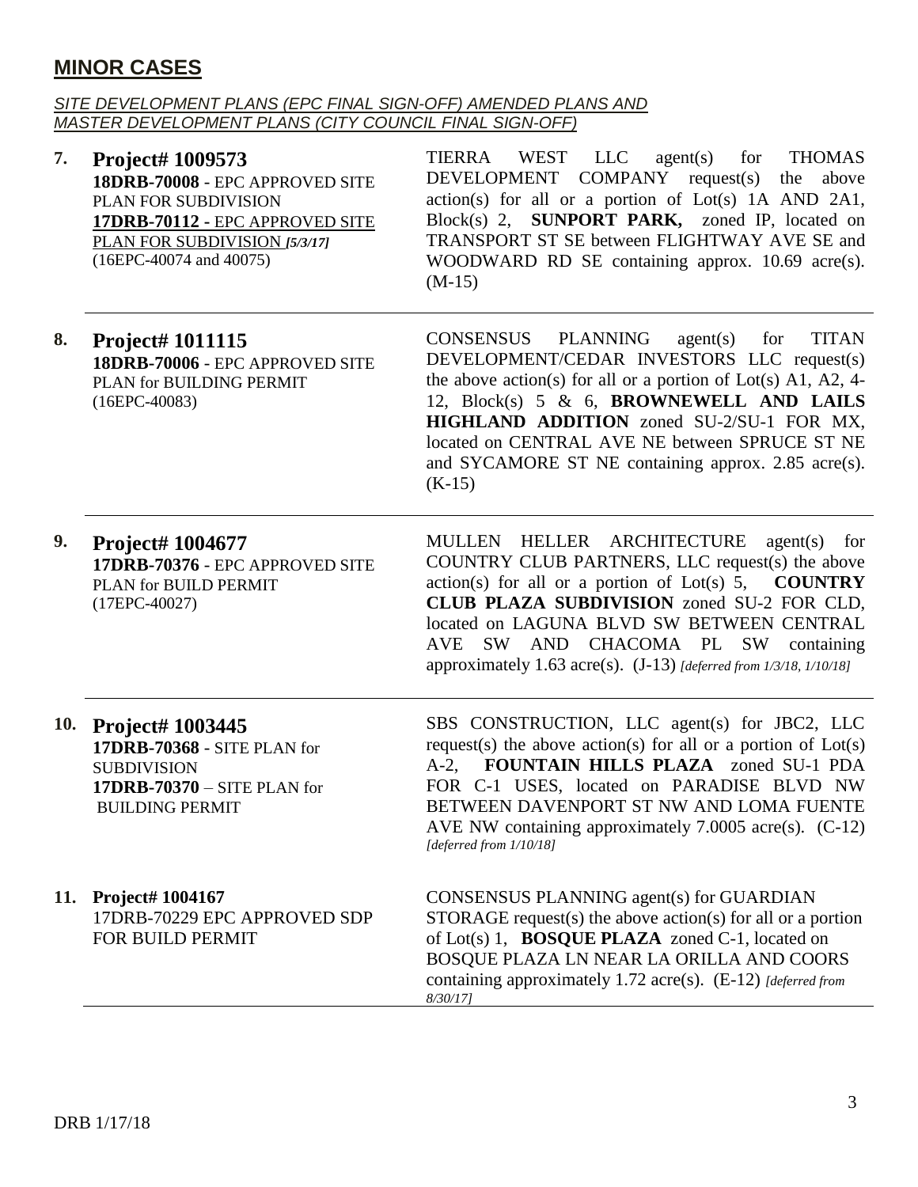# MINOR CASES

*SITE DEVELOPMENT PLANS (EPC FINAL SIGN-OFF) AMENDED PLANS AND MASTER DEVELOPMENT PLANS (CITY COUNCIL FINAL SIGN-OFF)*

**7. Project# 1009573**
**18DRB-70008** - EPC APPROVED SITE PLAN FOR SUBDIVISION
**17DRB-70112** - EPC APPROVED SITE PLAN FOR SUBDIVISION *[5/3/17]*
(16EPC-40074 and 40075)

TIERRA WEST LLC agent(s) for THOMAS DEVELOPMENT COMPANY request(s) the above action(s) for all or a portion of Lot(s) 1A AND 2A1, Block(s) 2, **SUNPORT PARK,** zoned IP, located on TRANSPORT ST SE between FLIGHTWAY AVE SE and WOODWARD RD SE containing approx. 10.69 acre(s). (M-15)

---

**8. Project# 1011115**
**18DRB-70006** - EPC APPROVED SITE PLAN for BUILDING PERMIT
(16EPC-40083)

CONSENSUS PLANNING agent(s) for TITAN DEVELOPMENT/CEDAR INVESTORS LLC request(s) the above action(s) for all or a portion of Lot(s) A1, A2, 4-12, Block(s) 5 & 6, **BROWNEWELL AND LAILS HIGHLAND ADDITION** zoned SU-2/SU-1 FOR MX, located on CENTRAL AVE NE between SPRUCE ST NE and SYCAMORE ST NE containing approx. 2.85 acre(s). (K-15)

---

**9. Project# 1004677**
**17DRB-70376** - EPC APPROVED SITE PLAN for BUILD PERMIT
(17EPC-40027)

MULLEN HELLER ARCHITECTURE agent(s) for COUNTRY CLUB PARTNERS, LLC request(s) the above action(s) for all or a portion of Lot(s) 5, **COUNTRY CLUB PLAZA SUBDIVISION** zoned SU-2 FOR CLD, located on LAGUNA BLVD SW BETWEEN CENTRAL AVE SW AND CHACOMA PL SW containing approximately 1.63 acre(s). (J-13) *[deferred from 1/3/18, 1/10/18]*

---

**10. Project# 1003445**
**17DRB-70368** - SITE PLAN for SUBDIVISION
**17DRB-70370** – SITE PLAN for BUILDING PERMIT

SBS CONSTRUCTION, LLC agent(s) for JBC2, LLC request(s) the above action(s) for all or a portion of Lot(s) A-2, **FOUNTAIN HILLS PLAZA** zoned SU-1 PDA FOR C-1 USES, located on PARADISE BLVD NW BETWEEN DAVENPORT ST NW AND LOMA FUENTE AVE NW containing approximately 7.0005 acre(s). (C-12) *[deferred from 1/10/18]*

---

**11. Project# 1004167**
17DRB-70229 EPC APPROVED SDP FOR BUILD PERMIT

CONSENSUS PLANNING agent(s) for GUARDIAN STORAGE request(s) the above action(s) for all or a portion of Lot(s) 1, **BOSQUE PLAZA** zoned C-1, located on BOSQUE PLAZA LN NEAR LA ORILLA AND COORS containing approximately 1.72 acre(s). (E-12) *[deferred from 8/30/17]*

---

DRB 1/17/18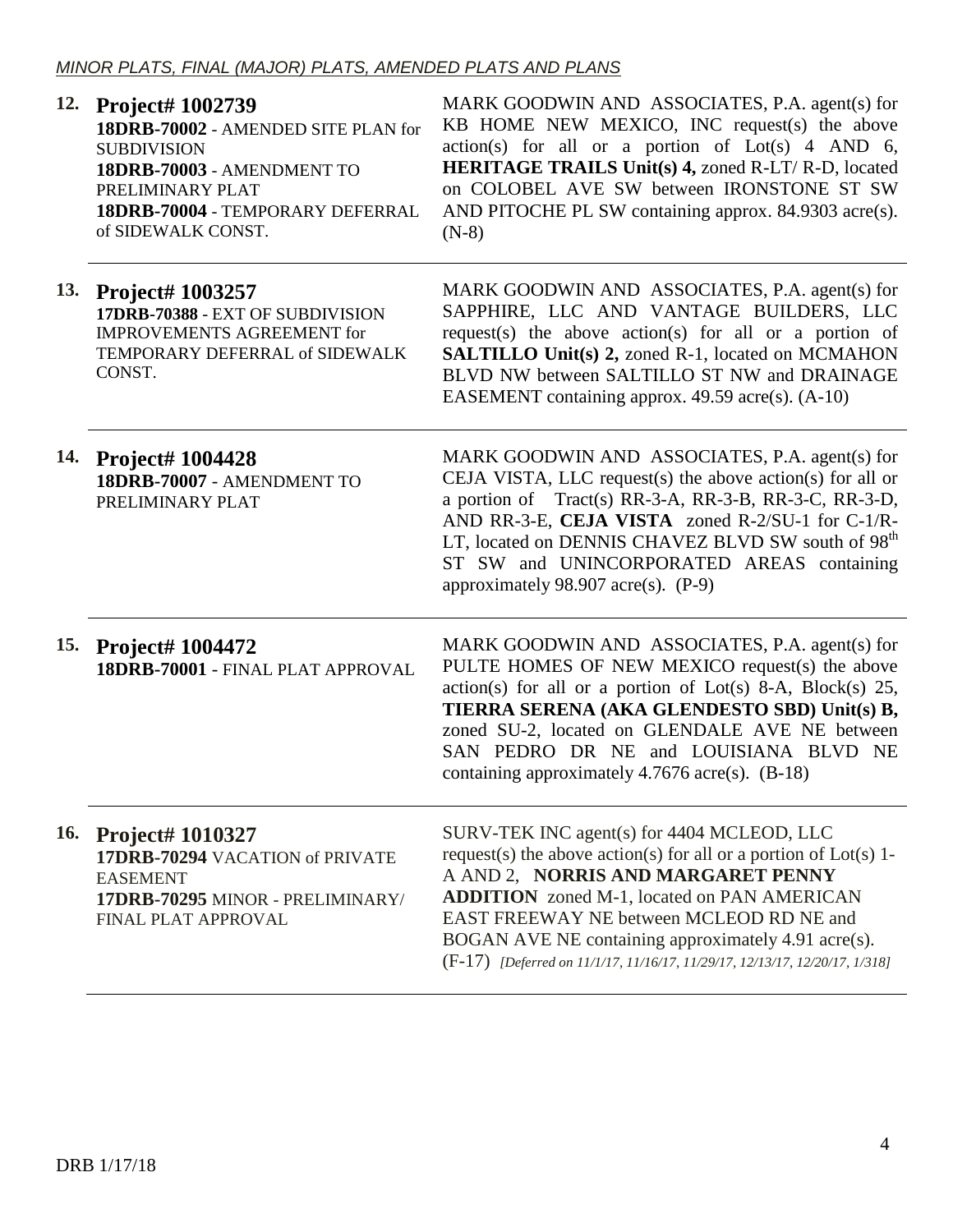*MINOR PLATS, FINAL (MAJOR) PLATS, AMENDED PLATS AND PLANS*

| | | |
|---|---|---|
| **12.** | **Project# 1002739**<br>**18DRB-70002** - AMENDED SITE PLAN for SUBDIVISION<br>**18DRB-70003** - AMENDMENT TO PRELIMINARY PLAT<br>**18DRB-70004** - TEMPORARY DEFERRAL of SIDEWALK CONST. | MARK GOODWIN AND ASSOCIATES, P.A. agent(s) for KB HOME NEW MEXICO, INC request(s) the above action(s) for all or a portion of Lot(s) 4 AND 6, **HERITAGE TRAILS Unit(s) 4,** zoned R-LT/ R-D, located on COLOBEL AVE SW between IRONSTONE ST SW AND PITOCHE PL SW containing approx. 84.9303 acre(s). (N-8) |
| **13.** | **Project# 1003257**<br>**17DRB-70388** - EXT OF SUBDIVISION IMPROVEMENTS AGREEMENT for TEMPORARY DEFERRAL of SIDEWALK CONST. | MARK GOODWIN AND ASSOCIATES, P.A. agent(s) for SAPPHIRE, LLC AND VANTAGE BUILDERS, LLC request(s) the above action(s) for all or a portion of **SALTILLO Unit(s) 2,** zoned R-1, located on MCMAHON BLVD NW between SALTILLO ST NW and DRAINAGE EASEMENT containing approx. 49.59 acre(s). (A-10) |
| **14.** | **Project# 1004428**<br>**18DRB-70007** - AMENDMENT TO PRELIMINARY PLAT | MARK GOODWIN AND ASSOCIATES, P.A. agent(s) for CEJA VISTA, LLC request(s) the above action(s) for all or a portion of Tract(s) RR-3-A, RR-3-B, RR-3-C, RR-3-D, AND RR-3-E, **CEJA VISTA** zoned R-2/SU-1 for C-1/R-LT, located on DENNIS CHAVEZ BLVD SW south of 98th ST SW and UNINCORPORATED AREAS containing approximately 98.907 acre(s). (P-9) |
| **15.** | **Project# 1004472**<br>**18DRB-70001** - FINAL PLAT APPROVAL | MARK GOODWIN AND ASSOCIATES, P.A. agent(s) for PULTE HOMES OF NEW MEXICO request(s) the above action(s) for all or a portion of Lot(s) 8-A, Block(s) 25, **TIERRA SERENA (AKA GLENDESTO SBD) Unit(s) B,** zoned SU-2, located on GLENDALE AVE NE between SAN PEDRO DR NE and LOUISIANA BLVD NE containing approximately 4.7676 acre(s). (B-18) |
| **16.** | **Project# 1010327**<br>**17DRB-70294** VACATION of PRIVATE EASEMENT<br>**17DRB-70295** MINOR - PRELIMINARY/ FINAL PLAT APPROVAL | SURV-TEK INC agent(s) for 4404 MCLEOD, LLC request(s) the above action(s) for all or a portion of Lot(s) 1-A AND 2, **NORRIS AND MARGARET PENNY ADDITION** zoned M-1, located on PAN AMERICAN EAST FREEWAY NE between MCLEOD RD NE and BOGAN AVE NE containing approximately 4.91 acre(s). (F-17) *[Deferred on 11/1/17, 11/16/17, 11/29/17, 12/13/17, 12/20/17, 1/318]* |

DRB 1/17/18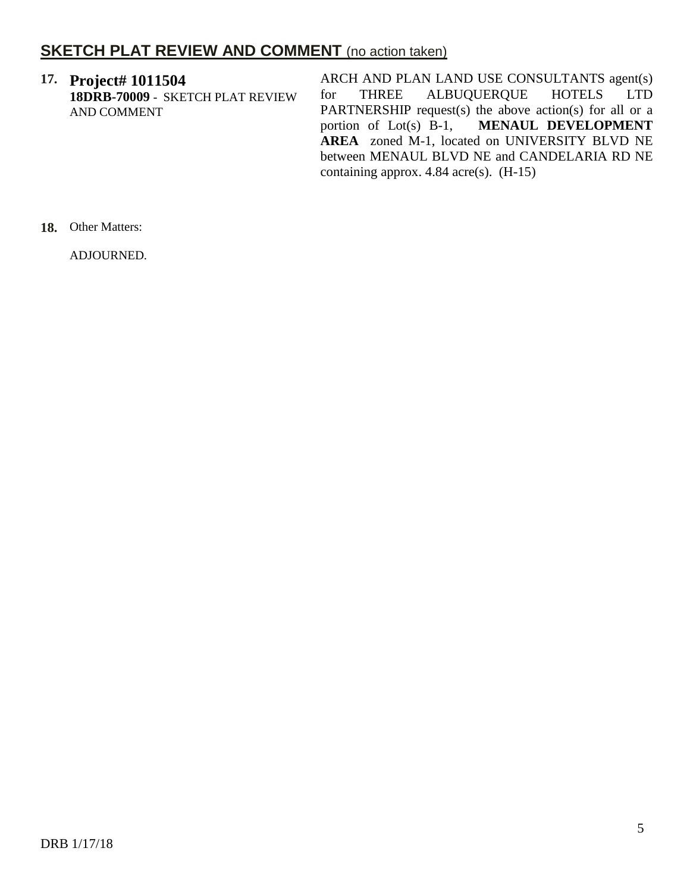## **SKETCH PLAT REVIEW AND COMMENT** (no action taken)

**17. Project# 1011504**
**18DRB-70009** - SKETCH PLAT REVIEW AND COMMENT

ARCH AND PLAN LAND USE CONSULTANTS agent(s) for THREE ALBUQUERQUE HOTELS LTD PARTNERSHIP request(s) the above action(s) for all or a portion of Lot(s) B-1, **MENAUL DEVELOPMENT AREA** zoned M-1, located on UNIVERSITY BLVD NE between MENAUL BLVD NE and CANDELARIA RD NE containing approx. 4.84 acre(s). (H-15)

**18.** Other Matters:

ADJOURNED.

DRB 1/17/18